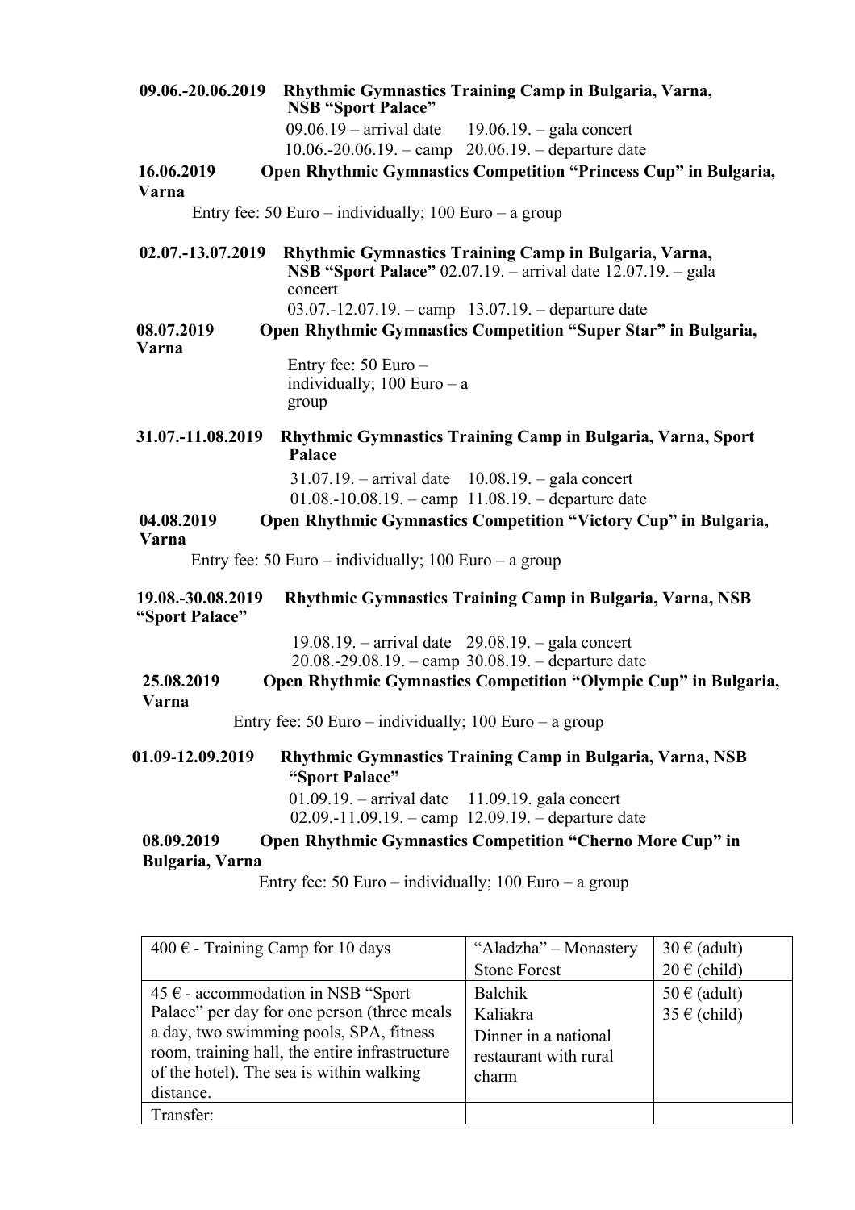**09.06.-20.06.2019 Rhythmic Gymnastics Training Camp in Bulgaria, Varna, NSB "Sport Palace"**

09.06.19 – arrival date 19.06.19. – gala concert
10.06.-20.06.19. – camp 20.06.19. – departure date

**16.06.2019 Open Rhythmic Gymnastics Competition "Princess Cup" in Bulgaria, Varna**

Entry fee: 50 Euro – individually; 100 Euro – a group

**02.07.-13.07.2019 Rhythmic Gymnastics Training Camp in Bulgaria, Varna, NSB "Sport Palace"** 02.07.19. – arrival date 12.07.19. – gala concert
03.07.-12.07.19. – camp 13.07.19. – departure date

**08.07.2019 Open Rhythmic Gymnastics Competition "Super Star" in Bulgaria, Varna**

Entry fee: 50 Euro – individually; 100 Euro – a group

**31.07.-11.08.2019 Rhythmic Gymnastics Training Camp in Bulgaria, Varna, Sport Palace**

31.07.19. – arrival date 10.08.19. – gala concert
01.08.-10.08.19. – camp 11.08.19. – departure date

**04.08.2019 Open Rhythmic Gymnastics Competition "Victory Cup" in Bulgaria, Varna**

Entry fee: 50 Euro – individually; 100 Euro – a group

**19.08.-30.08.2019 Rhythmic Gymnastics Training Camp in Bulgaria, Varna, NSB "Sport Palace"**

19.08.19. – arrival date 29.08.19. – gala concert
20.08.-29.08.19. – camp 30.08.19. – departure date

**25.08.2019 Open Rhythmic Gymnastics Competition "Olympic Cup" in Bulgaria, Varna**

Entry fee: 50 Euro – individually; 100 Euro – a group

**01.09-12.09.2019 Rhythmic Gymnastics Training Camp in Bulgaria, Varna, NSB "Sport Palace"**

01.09.19. – arrival date 11.09.19. gala concert
02.09.-11.09.19. – camp 12.09.19. – departure date

**08.09.2019 Open Rhythmic Gymnastics Competition "Cherno More Cup" in Bulgaria, Varna**

Entry fee: 50 Euro – individually; 100 Euro – a group

| | | |
|---|---|---|
| 400 € - Training Camp for 10 days | "Aladzha" – Monastery<br>Stone Forest | 30 € (adult)<br>20 € (child) |
| 45 € - accommodation in NSB "Sport Palace" per day for one person (three meals a day, two swimming pools, SPA, fitness room, training hall, the entire infrastructure of the hotel). The sea is within walking distance. | Balchik<br>Kaliakra<br>Dinner in a national restaurant with rural charm | 50 € (adult)<br>35 € (child) |
| Transfer: | | |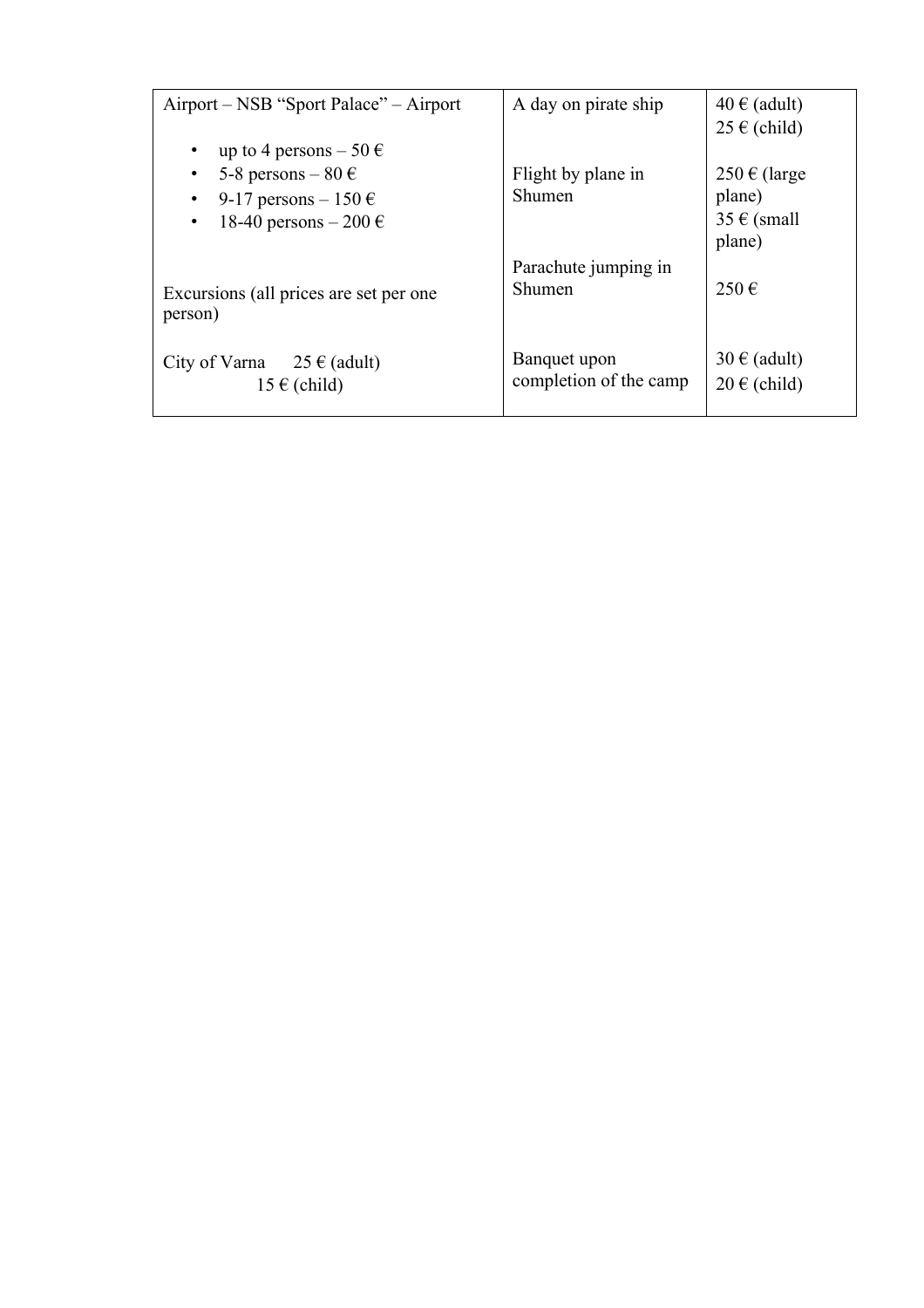| | | |
|---|---|---|
| Airport – NSB "Sport Palace" – Airport<br><br>• up to 4 persons – 50 €<br>• 5-8 persons – 80 €<br>• 9-17 persons – 150 €<br>• 18-40 persons – 200 €<br><br>Excursions (all prices are set per one person)<br><br>City of Varna 25 € (adult)<br>15 € (child) | A day on pirate ship<br><br>Flight by plane in Shumen<br><br>Parachute jumping in Shumen<br><br>Banquet upon completion of the camp | 40 € (adult)<br>25 € (child)<br><br>250 € (large plane)<br>35 € (small plane)<br><br>250 €<br><br>30 € (adult)<br>20 € (child) |